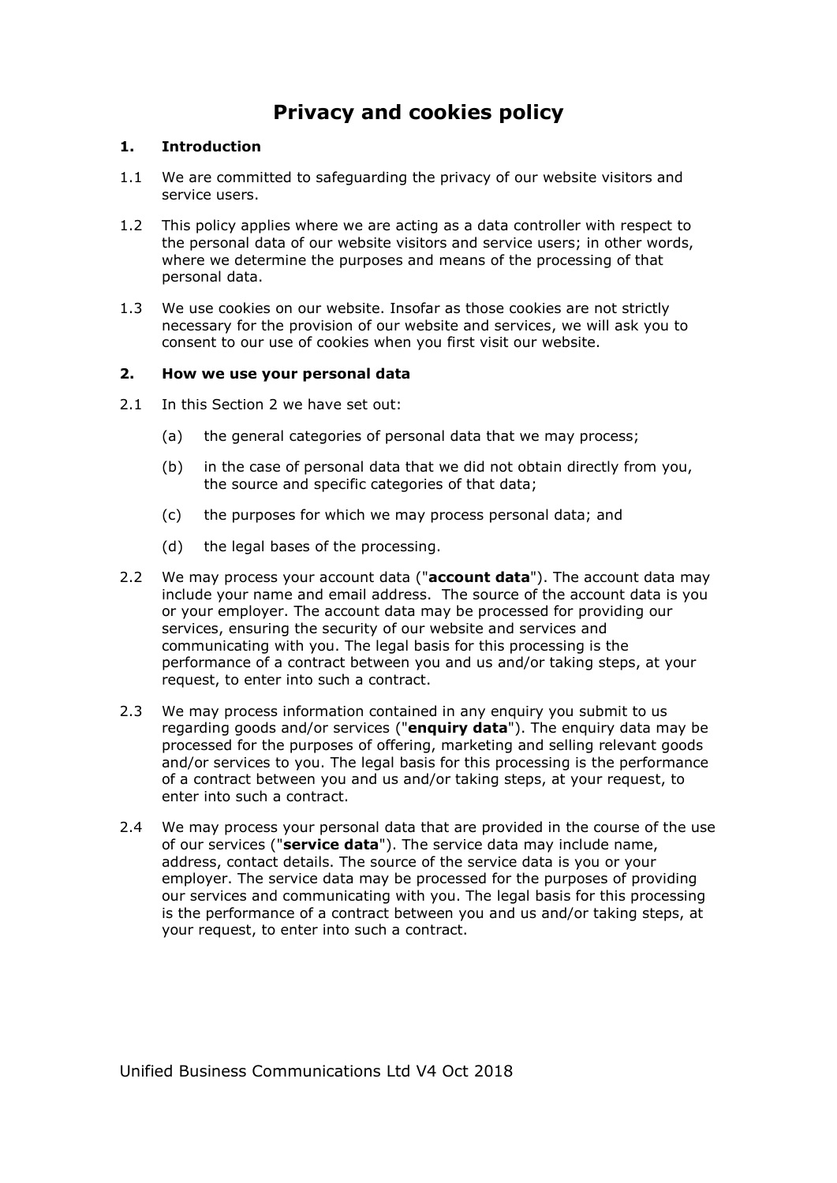# Privacy and cookies policy

## 1. Introduction

1.1 We are committed to safeguarding the privacy of our website visitors and service users.

1.2 This policy applies where we are acting as a data controller with respect to the personal data of our website visitors and service users; in other words, where we determine the purposes and means of the processing of that personal data.

1.3 We use cookies on our website. Insofar as those cookies are not strictly necessary for the provision of our website and services, we will ask you to consent to our use of cookies when you first visit our website.

## 2. How we use your personal data

2.1 In this Section 2 we have set out:

- (a) the general categories of personal data that we may process;
- (b) in the case of personal data that we did not obtain directly from you, the source and specific categories of that data;
- (c) the purposes for which we may process personal data; and
- (d) the legal bases of the processing.

2.2 We may process your account data ("**account data**"). The account data may include your name and email address. The source of the account data is you or your employer. The account data may be processed for providing our services, ensuring the security of our website and services and communicating with you. The legal basis for this processing is the performance of a contract between you and us and/or taking steps, at your request, to enter into such a contract.

2.3 We may process information contained in any enquiry you submit to us regarding goods and/or services ("**enquiry data**"). The enquiry data may be processed for the purposes of offering, marketing and selling relevant goods and/or services to you. The legal basis for this processing is the performance of a contract between you and us and/or taking steps, at your request, to enter into such a contract.

2.4 We may process your personal data that are provided in the course of the use of our services ("**service data**"). The service data may include name, address, contact details. The source of the service data is you or your employer. The service data may be processed for the purposes of providing our services and communicating with you. The legal basis for this processing is the performance of a contract between you and us and/or taking steps, at your request, to enter into such a contract.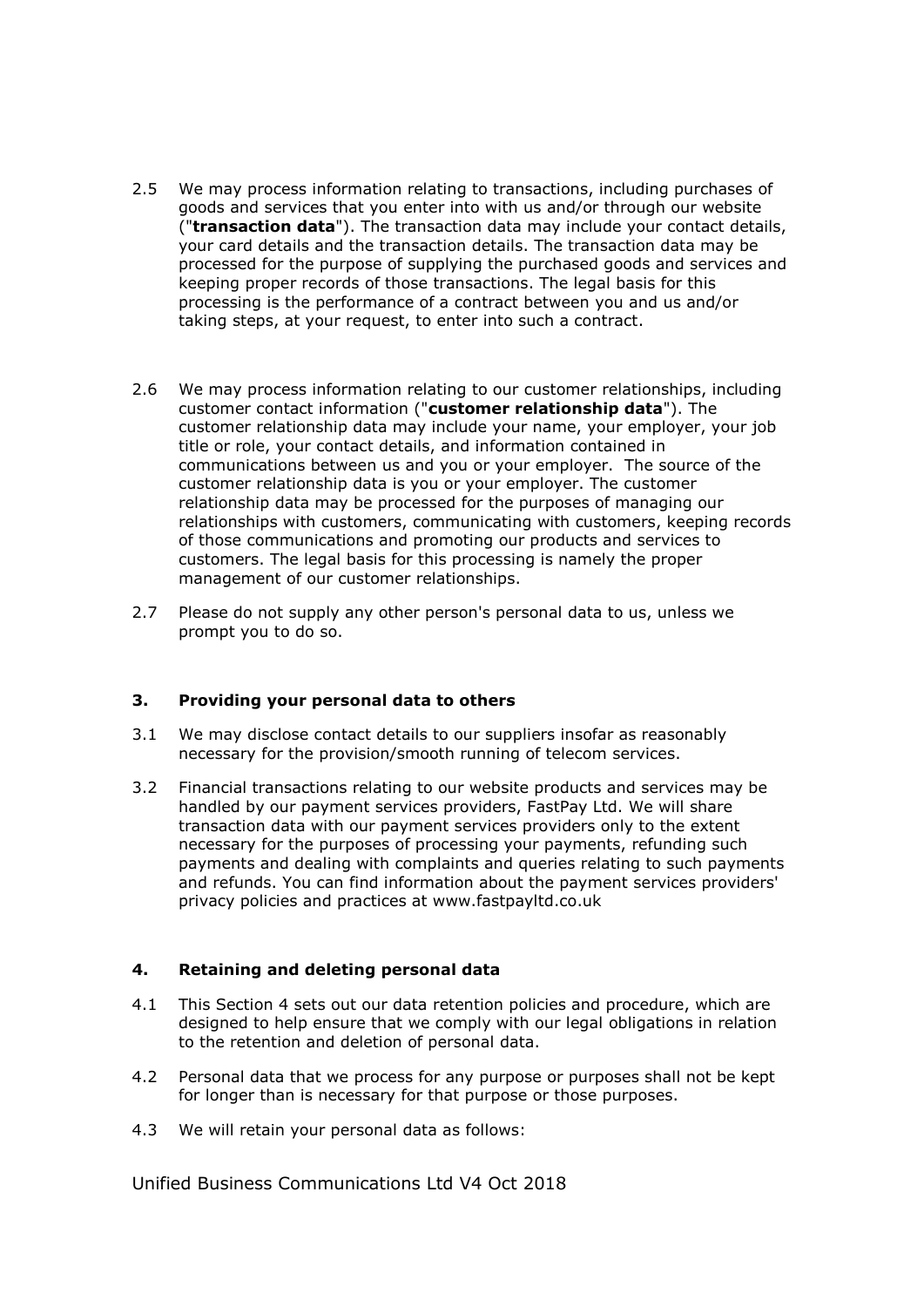2.5 We may process information relating to transactions, including purchases of goods and services that you enter into with us and/or through our website ("**transaction data**"). The transaction data may include your contact details, your card details and the transaction details. The transaction data may be processed for the purpose of supplying the purchased goods and services and keeping proper records of those transactions. The legal basis for this processing is the performance of a contract between you and us and/or taking steps, at your request, to enter into such a contract.

2.6 We may process information relating to our customer relationships, including customer contact information ("**customer relationship data**"). The customer relationship data may include your name, your employer, your job title or role, your contact details, and information contained in communications between us and you or your employer. The source of the customer relationship data is you or your employer. The customer relationship data may be processed for the purposes of managing our relationships with customers, communicating with customers, keeping records of those communications and promoting our products and services to customers. The legal basis for this processing is namely the proper management of our customer relationships.

2.7 Please do not supply any other person's personal data to us, unless we prompt you to do so.

## 3. Providing your personal data to others

3.1 We may disclose contact details to our suppliers insofar as reasonably necessary for the provision/smooth running of telecom services.

3.2 Financial transactions relating to our website products and services may be handled by our payment services providers, FastPay Ltd. We will share transaction data with our payment services providers only to the extent necessary for the purposes of processing your payments, refunding such payments and dealing with complaints and queries relating to such payments and refunds. You can find information about the payment services providers' privacy policies and practices at www.fastpayltd.co.uk

## 4. Retaining and deleting personal data

4.1 This Section 4 sets out our data retention policies and procedure, which are designed to help ensure that we comply with our legal obligations in relation to the retention and deletion of personal data.

4.2 Personal data that we process for any purpose or purposes shall not be kept for longer than is necessary for that purpose or those purposes.

4.3 We will retain your personal data as follows: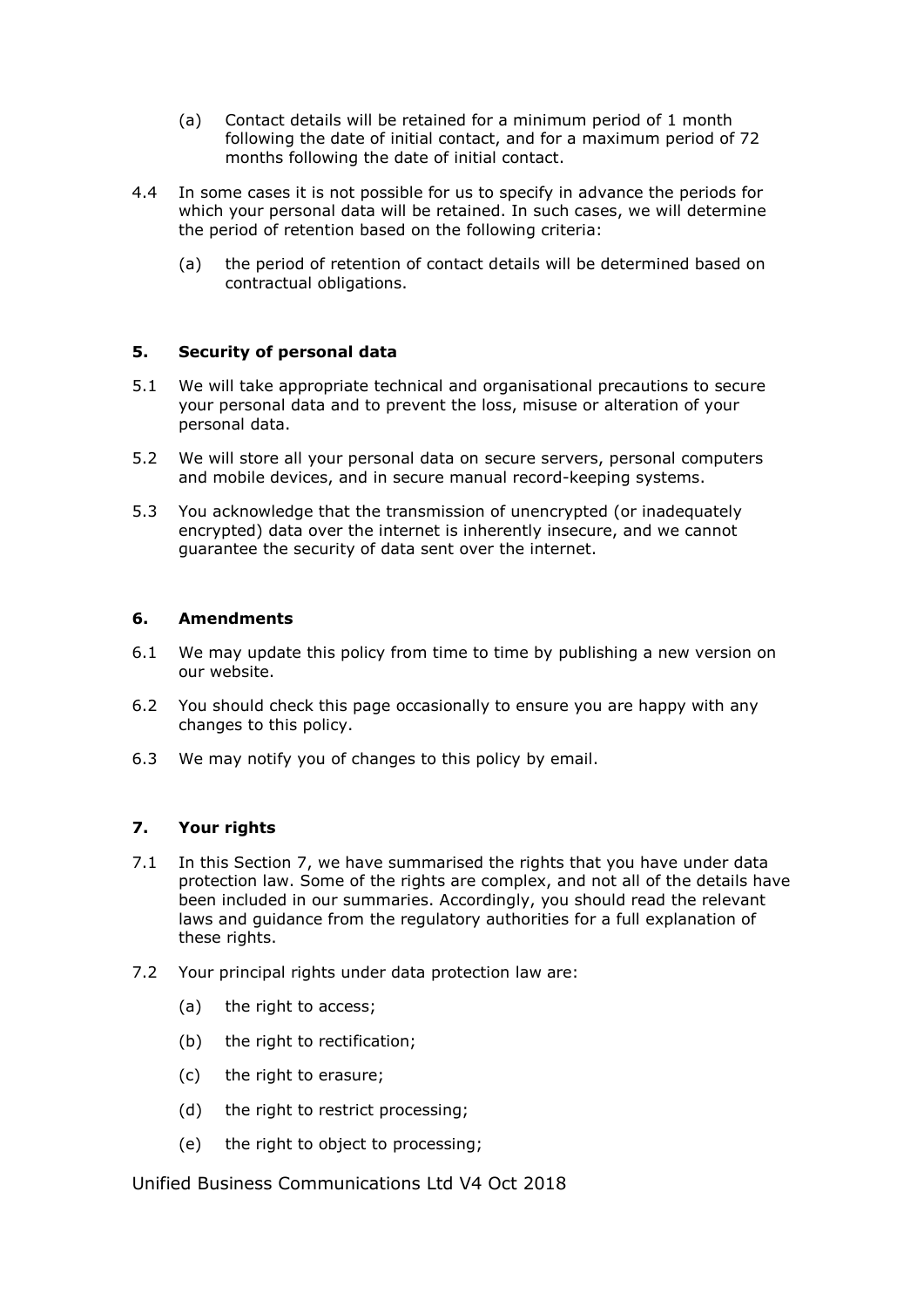(a) Contact details will be retained for a minimum period of 1 month following the date of initial contact, and for a maximum period of 72 months following the date of initial contact.

4.4 In some cases it is not possible for us to specify in advance the periods for which your personal data will be retained. In such cases, we will determine the period of retention based on the following criteria:

(a) the period of retention of contact details will be determined based on contractual obligations.

## 5. Security of personal data

5.1 We will take appropriate technical and organisational precautions to secure your personal data and to prevent the loss, misuse or alteration of your personal data.

5.2 We will store all your personal data on secure servers, personal computers and mobile devices, and in secure manual record-keeping systems.

5.3 You acknowledge that the transmission of unencrypted (or inadequately encrypted) data over the internet is inherently insecure, and we cannot guarantee the security of data sent over the internet.

## 6. Amendments

6.1 We may update this policy from time to time by publishing a new version on our website.

6.2 You should check this page occasionally to ensure you are happy with any changes to this policy.

6.3 We may notify you of changes to this policy by email.

## 7. Your rights

7.1 In this Section 7, we have summarised the rights that you have under data protection law. Some of the rights are complex, and not all of the details have been included in our summaries. Accordingly, you should read the relevant laws and guidance from the regulatory authorities for a full explanation of these rights.

7.2 Your principal rights under data protection law are:

(a) the right to access;

(b) the right to rectification;

(c) the right to erasure;

(d) the right to restrict processing;

(e) the right to object to processing;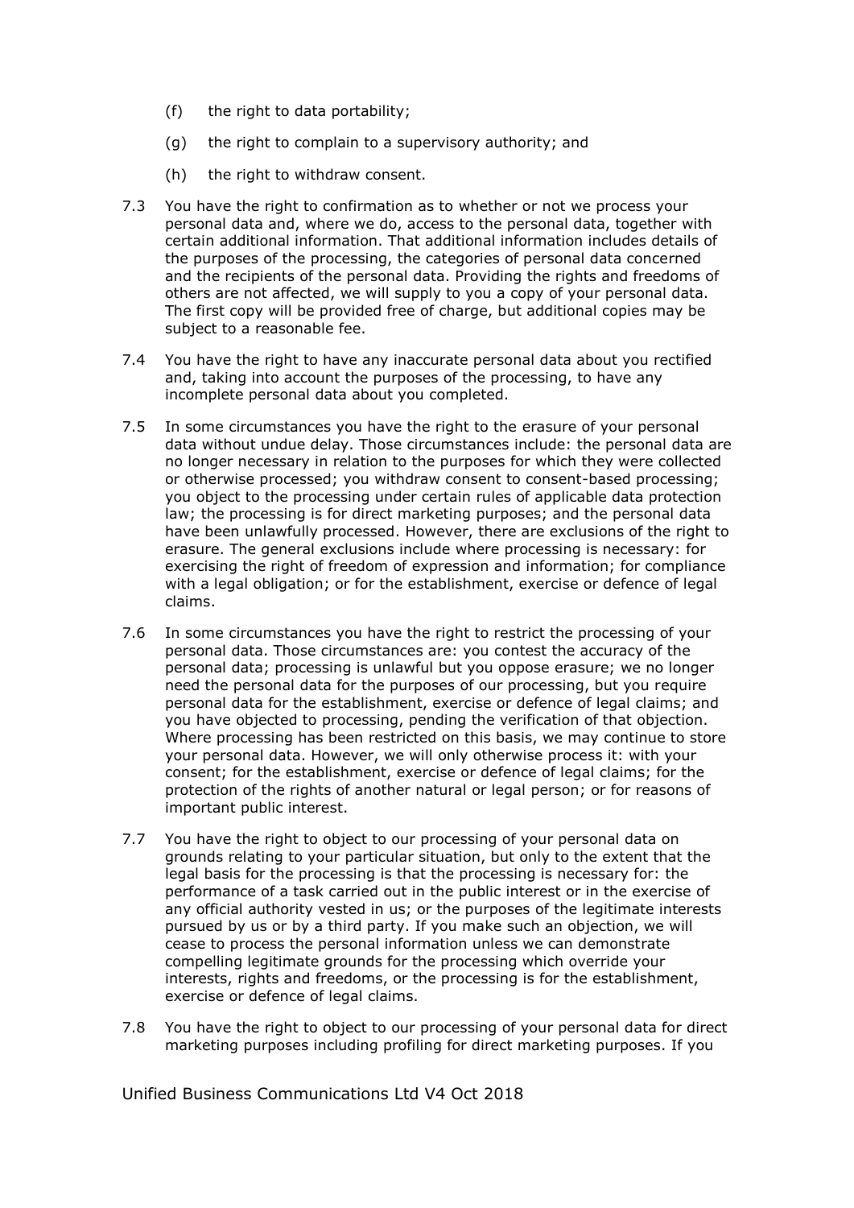(f) the right to data portability;

(g) the right to complain to a supervisory authority; and

(h) the right to withdraw consent.

7.3 You have the right to confirmation as to whether or not we process your personal data and, where we do, access to the personal data, together with certain additional information. That additional information includes details of the purposes of the processing, the categories of personal data concerned and the recipients of the personal data. Providing the rights and freedoms of others are not affected, we will supply to you a copy of your personal data. The first copy will be provided free of charge, but additional copies may be subject to a reasonable fee.

7.4 You have the right to have any inaccurate personal data about you rectified and, taking into account the purposes of the processing, to have any incomplete personal data about you completed.

7.5 In some circumstances you have the right to the erasure of your personal data without undue delay. Those circumstances include: the personal data are no longer necessary in relation to the purposes for which they were collected or otherwise processed; you withdraw consent to consent-based processing; you object to the processing under certain rules of applicable data protection law; the processing is for direct marketing purposes; and the personal data have been unlawfully processed. However, there are exclusions of the right to erasure. The general exclusions include where processing is necessary: for exercising the right of freedom of expression and information; for compliance with a legal obligation; or for the establishment, exercise or defence of legal claims.

7.6 In some circumstances you have the right to restrict the processing of your personal data. Those circumstances are: you contest the accuracy of the personal data; processing is unlawful but you oppose erasure; we no longer need the personal data for the purposes of our processing, but you require personal data for the establishment, exercise or defence of legal claims; and you have objected to processing, pending the verification of that objection. Where processing has been restricted on this basis, we may continue to store your personal data. However, we will only otherwise process it: with your consent; for the establishment, exercise or defence of legal claims; for the protection of the rights of another natural or legal person; or for reasons of important public interest.

7.7 You have the right to object to our processing of your personal data on grounds relating to your particular situation, but only to the extent that the legal basis for the processing is that the processing is necessary for: the performance of a task carried out in the public interest or in the exercise of any official authority vested in us; or the purposes of the legitimate interests pursued by us or by a third party. If you make such an objection, we will cease to process the personal information unless we can demonstrate compelling legitimate grounds for the processing which override your interests, rights and freedoms, or the processing is for the establishment, exercise or defence of legal claims.

7.8 You have the right to object to our processing of your personal data for direct marketing purposes including profiling for direct marketing purposes. If you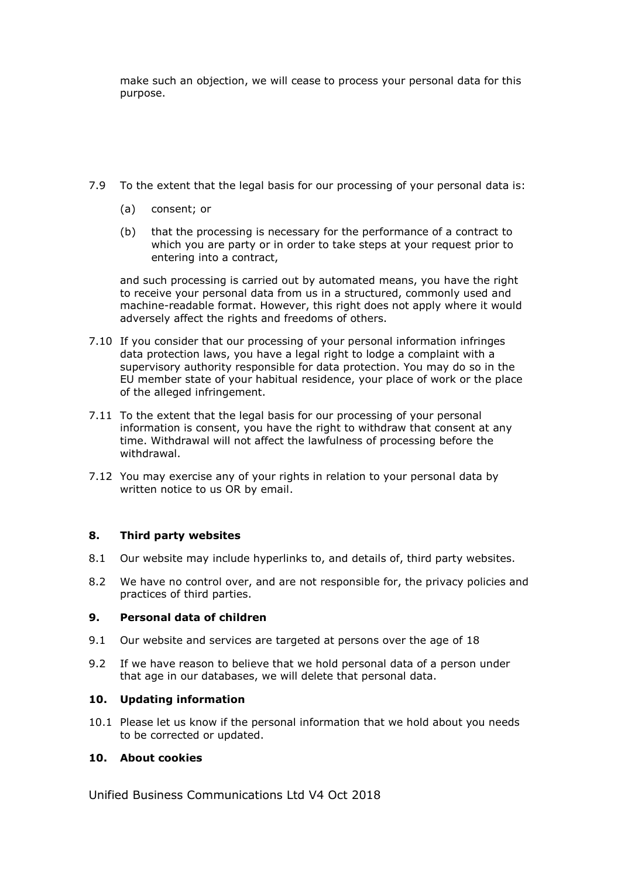make such an objection, we will cease to process your personal data for this purpose.

7.9 To the extent that the legal basis for our processing of your personal data is:

(a) consent; or

(b) that the processing is necessary for the performance of a contract to which you are party or in order to take steps at your request prior to entering into a contract,

and such processing is carried out by automated means, you have the right to receive your personal data from us in a structured, commonly used and machine-readable format. However, this right does not apply where it would adversely affect the rights and freedoms of others.

7.10 If you consider that our processing of your personal information infringes data protection laws, you have a legal right to lodge a complaint with a supervisory authority responsible for data protection. You may do so in the EU member state of your habitual residence, your place of work or the place of the alleged infringement.

7.11 To the extent that the legal basis for our processing of your personal information is consent, you have the right to withdraw that consent at any time. Withdrawal will not affect the lawfulness of processing before the withdrawal.

7.12 You may exercise any of your rights in relation to your personal data by written notice to us OR by email.

## 8. Third party websites

8.1 Our website may include hyperlinks to, and details of, third party websites.

8.2 We have no control over, and are not responsible for, the privacy policies and practices of third parties.

## 9. Personal data of children

9.1 Our website and services are targeted at persons over the age of 18

9.2 If we have reason to believe that we hold personal data of a person under that age in our databases, we will delete that personal data.

## 10. Updating information

10.1 Please let us know if the personal information that we hold about you needs to be corrected or updated.

## 10. About cookies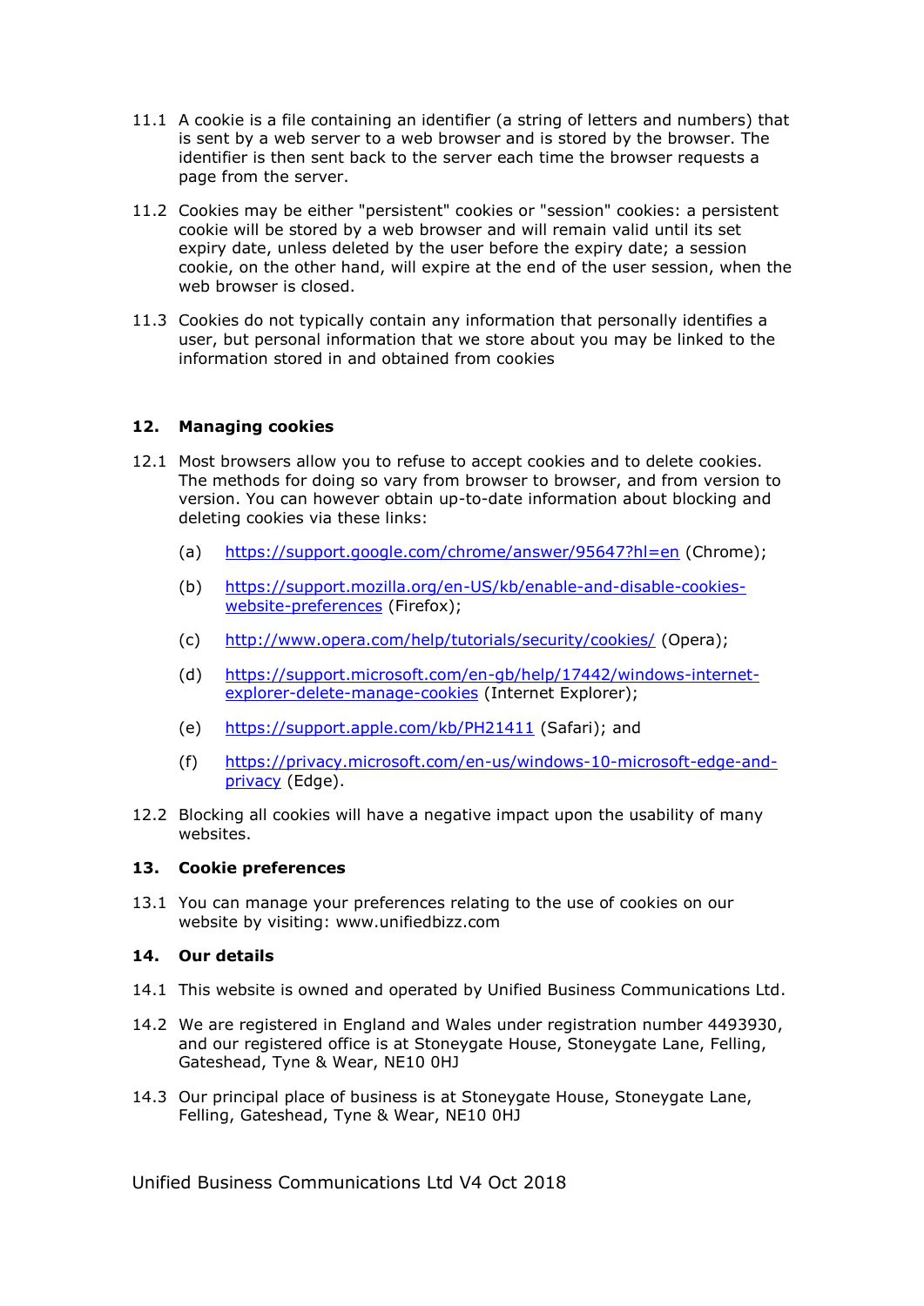11.1 A cookie is a file containing an identifier (a string of letters and numbers) that is sent by a web server to a web browser and is stored by the browser. The identifier is then sent back to the server each time the browser requests a page from the server.

11.2 Cookies may be either "persistent" cookies or "session" cookies: a persistent cookie will be stored by a web browser and will remain valid until its set expiry date, unless deleted by the user before the expiry date; a session cookie, on the other hand, will expire at the end of the user session, when the web browser is closed.

11.3 Cookies do not typically contain any information that personally identifies a user, but personal information that we store about you may be linked to the information stored in and obtained from cookies

## 12. Managing cookies

12.1 Most browsers allow you to refuse to accept cookies and to delete cookies. The methods for doing so vary from browser to browser, and from version to version. You can however obtain up-to-date information about blocking and deleting cookies via these links:

(a) [https://support.google.com/chrome/answer/95647?hl=en](https://support.google.com/chrome/answer/95647?hl=en) (Chrome);

(b) [https://support.mozilla.org/en-US/kb/enable-and-disable-cookies-website-preferences](https://support.mozilla.org/en-US/kb/enable-and-disable-cookies-website-preferences) (Firefox);

(c) [http://www.opera.com/help/tutorials/security/cookies/](http://www.opera.com/help/tutorials/security/cookies/) (Opera);

(d) [https://support.microsoft.com/en-gb/help/17442/windows-internet-explorer-delete-manage-cookies](https://support.microsoft.com/en-gb/help/17442/windows-internet-explorer-delete-manage-cookies) (Internet Explorer);

(e) [https://support.apple.com/kb/PH21411](https://support.apple.com/kb/PH21411) (Safari); and

(f) [https://privacy.microsoft.com/en-us/windows-10-microsoft-edge-and-privacy](https://privacy.microsoft.com/en-us/windows-10-microsoft-edge-and-privacy) (Edge).

12.2 Blocking all cookies will have a negative impact upon the usability of many websites.

## 13. Cookie preferences

13.1 You can manage your preferences relating to the use of cookies on our website by visiting: www.unifiedbizz.com

## 14. Our details

14.1 This website is owned and operated by Unified Business Communications Ltd.

14.2 We are registered in England and Wales under registration number 4493930, and our registered office is at Stoneygate House, Stoneygate Lane, Felling, Gateshead, Tyne & Wear, NE10 0HJ

14.3 Our principal place of business is at Stoneygate House, Stoneygate Lane, Felling, Gateshead, Tyne & Wear, NE10 0HJ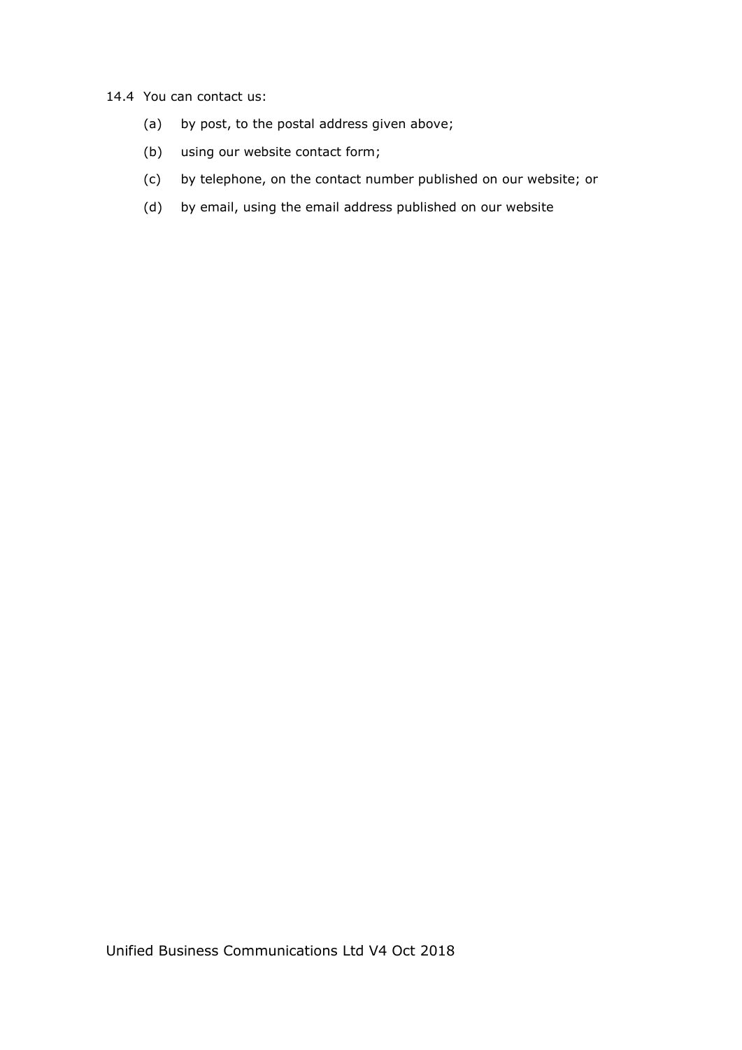14.4 You can contact us:

(a) by post, to the postal address given above;

(b) using our website contact form;

(c) by telephone, on the contact number published on our website; or

(d) by email, using the email address published on our website